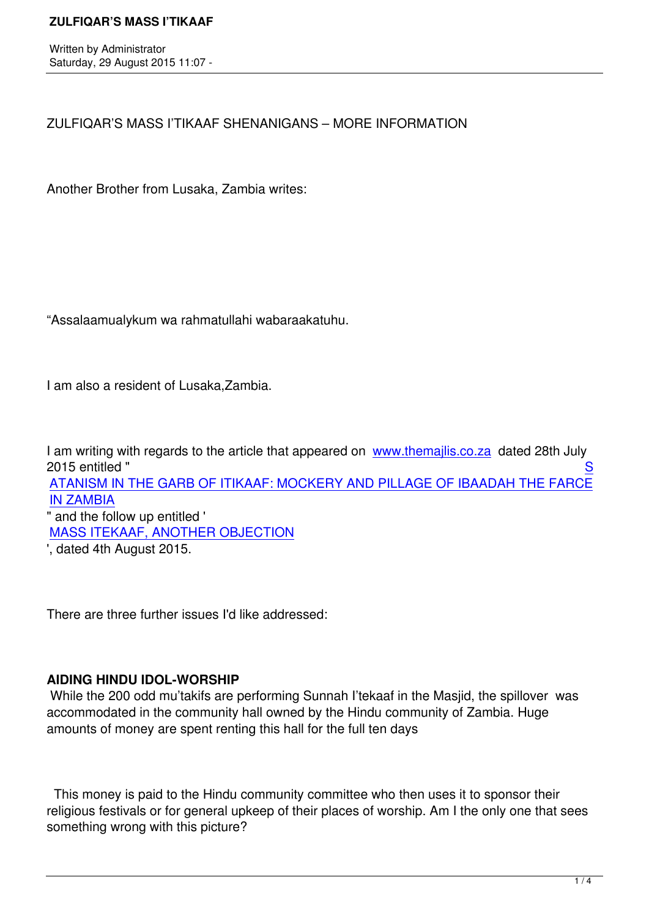# ZULFIQAR'S MASS I'TIKAAF SHENANIGANS – MORE INFORMATION

Another Brother from Lusaka, Zambia writes:

"Assalaamualykum wa rahmatullahi wabaraakatuhu.

I am also a resident of Lusaka,Zambia.

I am writing with regards to the article that appeared on www.themajlis.co.za dated 28th July 2015 entitled "SATANISM IN THE GARB OF ITIKAAF: MOCKERY AND PILLAGE OF IBAADAH THE FARCE IN ZAMBIA" and the follow up entitled 'MASS ITEKAAF, ANOTHER OBJECTION', dated 4th August 2015.

There are three further issues I'd like addressed:

**AIDING HINDU IDOL-WORSHIP**

While the 200 odd mu'takifs are performing Sunnah I'tekaaf in the Masjid, the spillover was accommodated in the community hall owned by the Hindu community of Zambia. Huge amounts of money are spent renting this hall for the full ten days

This money is paid to the Hindu community committee who then uses it to sponsor their religious festivals or for general upkeep of their places of worship. Am I the only one that sees something wrong with this picture?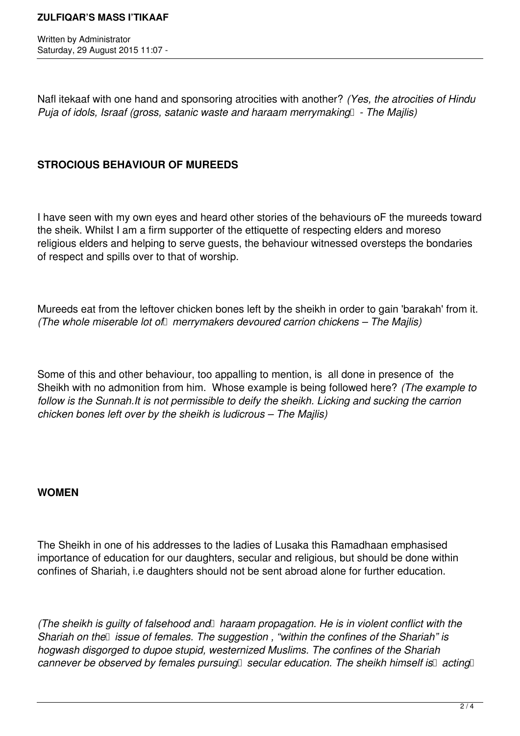Nafl itekaaf with one hand and sponsoring atrocities with another? *(Yes, the atrocities of Hindu Puja of idols, Israaf (gross, satanic waste and haraam merrymaking - The Majlis)*

**STROCIOUS BEHAVIOUR OF MUREEDS**

I have seen with my own eyes and heard other stories of the behaviours oF the mureeds toward the sheik. Whilst I am a firm supporter of the ettiquette of respecting elders and moreso religious elders and helping to serve guests, the behaviour witnessed oversteps the bondaries of respect and spills over to that of worship.

Mureeds eat from the leftover chicken bones left by the sheikh in order to gain 'barakah' from it. *(The whole miserable lot of merrymakers devoured carrion chickens – The Majlis)*

Some of this and other behaviour, too appalling to mention, is all done in presence of the Sheikh with no admonition from him. Whose example is being followed here? *(The example to follow is the Sunnah.It is not permissible to deify the sheikh. Licking and sucking the carrion chicken bones left over by the sheikh is ludicrous – The Majlis)*

**WOMEN**

The Sheikh in one of his addresses to the ladies of Lusaka this Ramadhaan emphasised importance of education for our daughters, secular and religious, but should be done within confines of Shariah, i.e daughters should not be sent abroad alone for further education.

*(The sheikh is guilty of falsehood and haraam propagation. He is in violent conflict with the Shariah on the issue of females. The suggestion , "within the confines of the Shariah" is hogwash disgorged to dupoe stupid, westernized Muslims. The confines of the Shariah cannever be observed by females pursuing secular education. The sheikh himself is acting*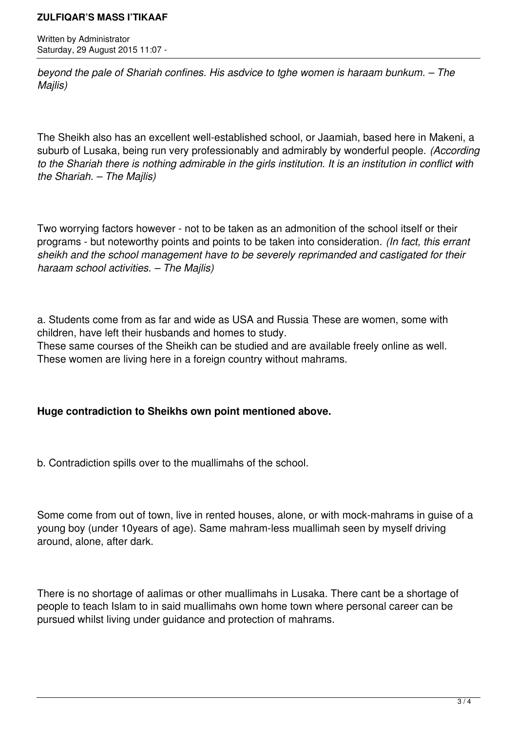*beyond the pale of Shariah confines. His asdvice to tghe women is haraam bunkum. – The Majlis)*

The Sheikh also has an excellent well-established school, or Jaamiah, based here in Makeni, a suburb of Lusaka, being run very professionably and admirably by wonderful people. *(According to the Shariah there is nothing admirable in the girls institution. It is an institution in conflict with the Shariah. – The Majlis)*

Two worrying factors however - not to be taken as an admonition of the school itself or their programs - but noteworthy points and points to be taken into consideration. *(In fact, this errant sheikh and the school management have to be severely reprimanded and castigated for their haraam school activities. – The Majlis)*

a. Students come from as far and wide as USA and Russia These are women, some with children, have left their husbands and homes to study.
These same courses of the Sheikh can be studied and are available freely online as well.
These women are living here in a foreign country without mahrams.

**Huge contradiction to Sheikhs own point mentioned above.**

b. Contradiction spills over to the muallimahs of the school.

Some come from out of town, live in rented houses, alone, or with mock-mahrams in guise of a young boy (under 10years of age). Same mahram-less muallimah seen by myself driving around, alone, after dark.

There is no shortage of aalimas or other muallimahs in Lusaka. There cant be a shortage of people to teach Islam to in said muallimahs own home town where personal career can be pursued whilst living under guidance and protection of mahrams.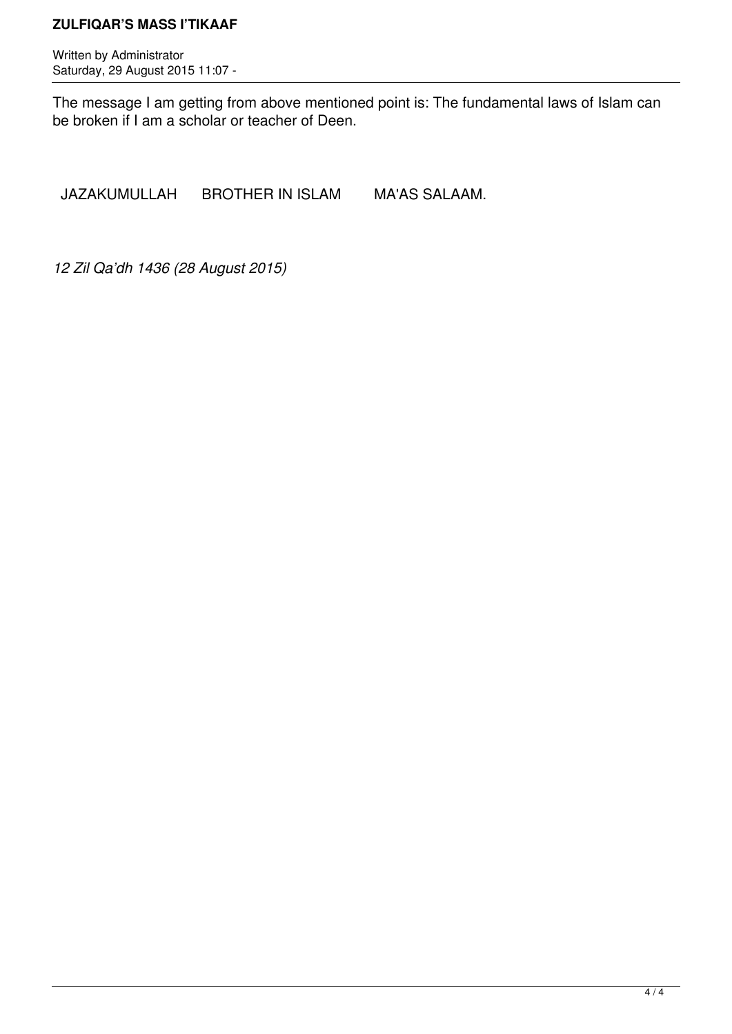The message I am getting from above mentioned point is: The fundamental laws of Islam can be broken if I am a scholar or teacher of Deen.

JAZAKUMULLAH BROTHER IN ISLAM MA'AS SALAAM.

*12 Zil Qa'dh 1436 (28 August 2015)*